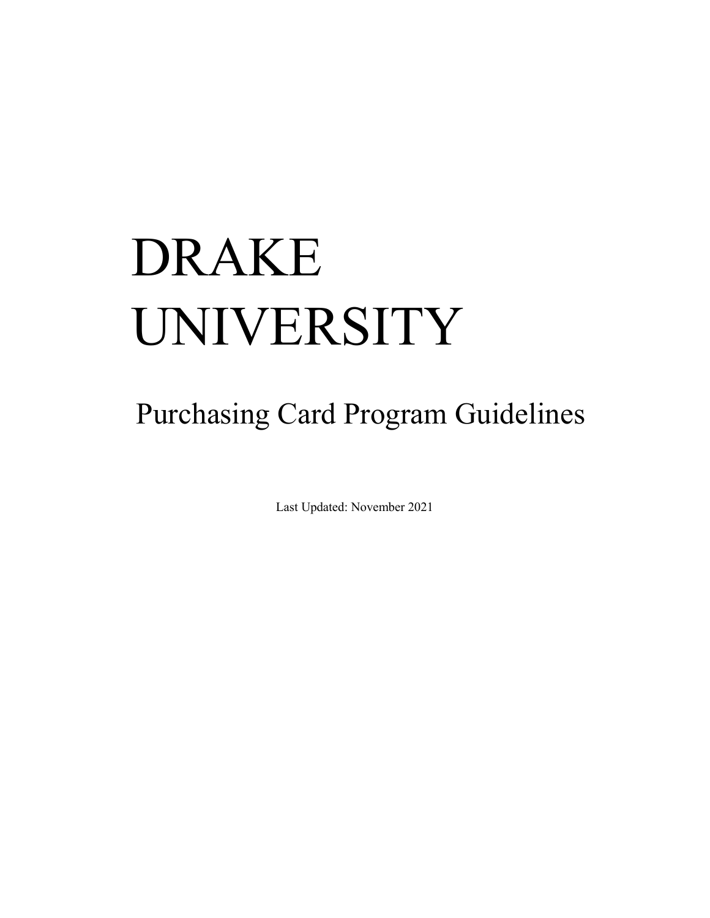# DRAKE UNIVERSITY

## Purchasing Card Program Guidelines

Last Updated: November 2021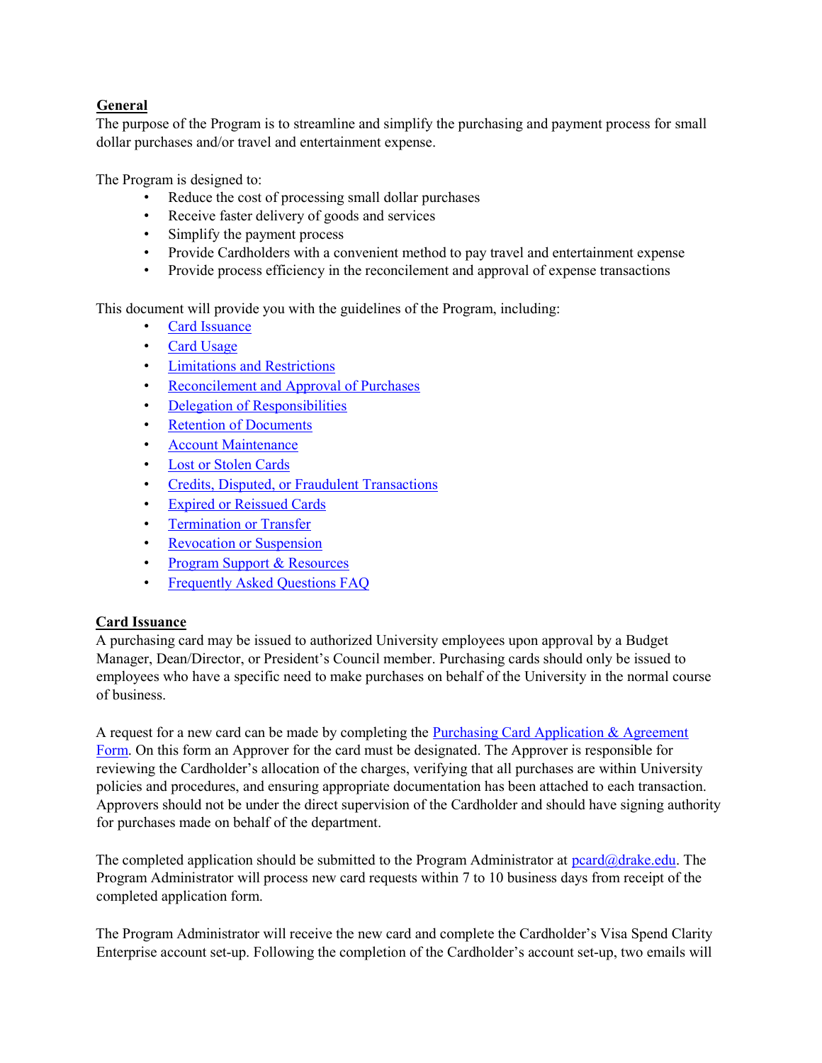## General

The purpose of the Program is to streamline and simplify the purchasing and payment process for small dollar purchases and/or travel and entertainment expense.

The Program is designed to:

- Reduce the cost of processing small dollar purchases
- Receive faster delivery of goods and services
- Simplify the payment process
- Provide Cardholders with a convenient method to pay travel and entertainment expense
- Provide process efficiency in the reconcilement and approval of expense transactions

This document will provide you with the guidelines of the Program, including:

- Card Issuance
- Card Usage
- Limitations and Restrictions
- Reconcilement and Approval of Purchases
- Delegation of Responsibilities
- Retention of Documents
- Account Maintenance
- Lost or Stolen Cards
- Credits, Disputed, or Fraudulent Transactions
- Expired or Reissued Cards
- Termination or Transfer
- Revocation or Suspension
- Program Support & Resources
- Frequently Asked Questions FAQ

## Card Issuance

A purchasing card may be issued to authorized University employees upon approval by a Budget Manager, Dean/Director, or President's Council member. Purchasing cards should only be issued to employees who have a specific need to make purchases on behalf of the University in the normal course of business.

A request for a new card can be made by completing the Purchasing Card Application & Agreement Form. On this form an Approver for the card must be designated. The Approver is responsible for reviewing the Cardholder's allocation of the charges, verifying that all purchases are within University policies and procedures, and ensuring appropriate documentation has been attached to each transaction. Approvers should not be under the direct supervision of the Cardholder and should have signing authority for purchases made on behalf of the department.

The completed application should be submitted to the Program Administrator at pcard@drake.edu. The Program Administrator will process new card requests within 7 to 10 business days from receipt of the completed application form.

The Program Administrator will receive the new card and complete the Cardholder's Visa Spend Clarity Enterprise account set-up. Following the completion of the Cardholder's account set-up, two emails will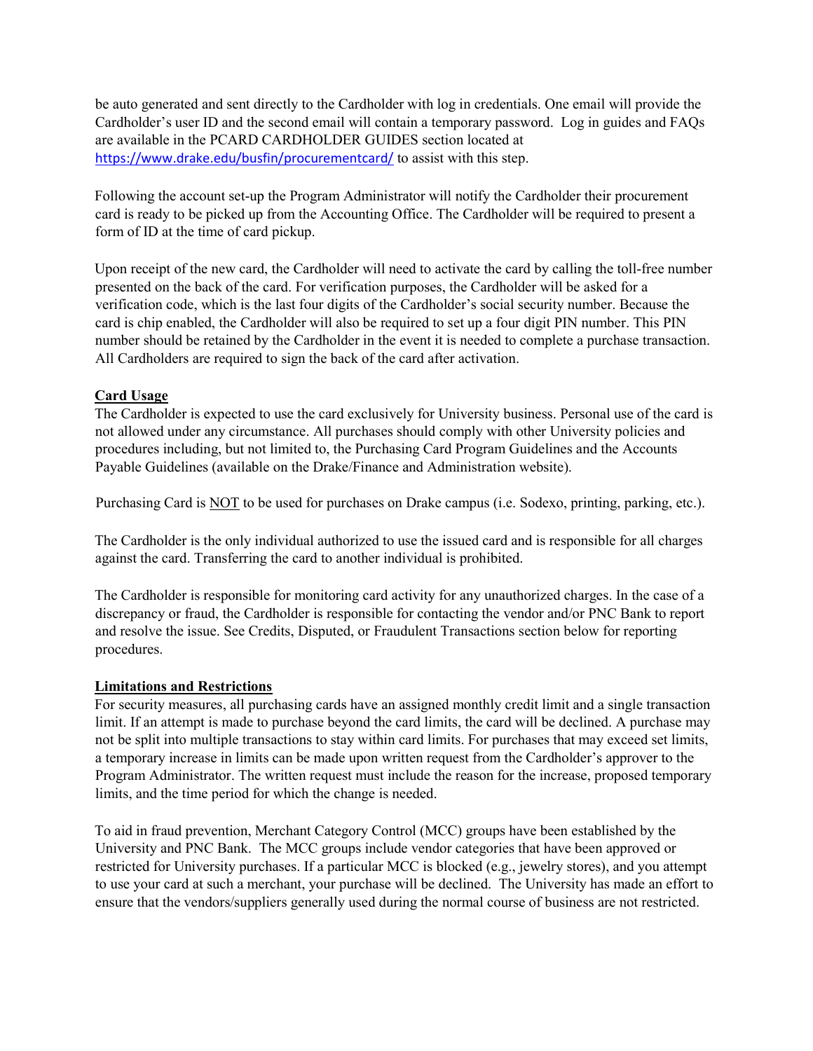be auto generated and sent directly to the Cardholder with log in credentials. One email will provide the Cardholder's user ID and the second email will contain a temporary password. Log in guides and FAQs are available in the PCARD CARDHOLDER GUIDES section located at https://www.drake.edu/busfin/procurementcard/ to assist with this step.

Following the account set-up the Program Administrator will notify the Cardholder their procurement card is ready to be picked up from the Accounting Office. The Cardholder will be required to present a form of ID at the time of card pickup.

Upon receipt of the new card, the Cardholder will need to activate the card by calling the toll-free number presented on the back of the card. For verification purposes, the Cardholder will be asked for a verification code, which is the last four digits of the Cardholder's social security number. Because the card is chip enabled, the Cardholder will also be required to set up a four digit PIN number. This PIN number should be retained by the Cardholder in the event it is needed to complete a purchase transaction. All Cardholders are required to sign the back of the card after activation.

## Card Usage

The Cardholder is expected to use the card exclusively for University business. Personal use of the card is not allowed under any circumstance. All purchases should comply with other University policies and procedures including, but not limited to, the Purchasing Card Program Guidelines and the Accounts Payable Guidelines (available on the Drake/Finance and Administration website).

Purchasing Card is NOT to be used for purchases on Drake campus (i.e. Sodexo, printing, parking, etc.).

The Cardholder is the only individual authorized to use the issued card and is responsible for all charges against the card. Transferring the card to another individual is prohibited.

The Cardholder is responsible for monitoring card activity for any unauthorized charges. In the case of a discrepancy or fraud, the Cardholder is responsible for contacting the vendor and/or PNC Bank to report and resolve the issue. See Credits, Disputed, or Fraudulent Transactions section below for reporting procedures.

## Limitations and Restrictions

For security measures, all purchasing cards have an assigned monthly credit limit and a single transaction limit. If an attempt is made to purchase beyond the card limits, the card will be declined. A purchase may not be split into multiple transactions to stay within card limits. For purchases that may exceed set limits, a temporary increase in limits can be made upon written request from the Cardholder's approver to the Program Administrator. The written request must include the reason for the increase, proposed temporary limits, and the time period for which the change is needed.

To aid in fraud prevention, Merchant Category Control (MCC) groups have been established by the University and PNC Bank. The MCC groups include vendor categories that have been approved or restricted for University purchases. If a particular MCC is blocked (e.g., jewelry stores), and you attempt to use your card at such a merchant, your purchase will be declined. The University has made an effort to ensure that the vendors/suppliers generally used during the normal course of business are not restricted.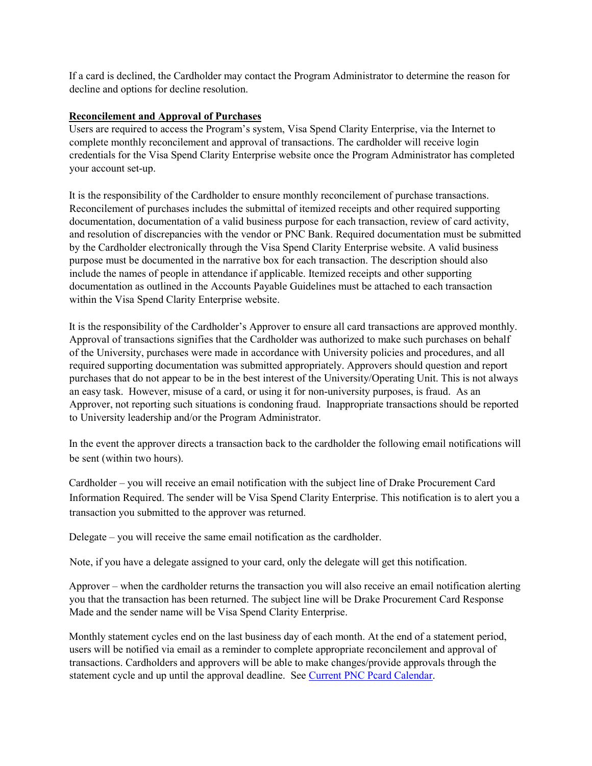If a card is declined, the Cardholder may contact the Program Administrator to determine the reason for decline and options for decline resolution.

## Reconcilement and Approval of Purchases

Users are required to access the Program's system, Visa Spend Clarity Enterprise, via the Internet to complete monthly reconcilement and approval of transactions. The cardholder will receive login credentials for the Visa Spend Clarity Enterprise website once the Program Administrator has completed your account set-up.

It is the responsibility of the Cardholder to ensure monthly reconcilement of purchase transactions. Reconcilement of purchases includes the submittal of itemized receipts and other required supporting documentation, documentation of a valid business purpose for each transaction, review of card activity, and resolution of discrepancies with the vendor or PNC Bank. Required documentation must be submitted by the Cardholder electronically through the Visa Spend Clarity Enterprise website. A valid business purpose must be documented in the narrative box for each transaction. The description should also include the names of people in attendance if applicable. Itemized receipts and other supporting documentation as outlined in the Accounts Payable Guidelines must be attached to each transaction within the Visa Spend Clarity Enterprise website.

It is the responsibility of the Cardholder's Approver to ensure all card transactions are approved monthly. Approval of transactions signifies that the Cardholder was authorized to make such purchases on behalf of the University, purchases were made in accordance with University policies and procedures, and all required supporting documentation was submitted appropriately. Approvers should question and report purchases that do not appear to be in the best interest of the University/Operating Unit. This is not always an easy task. However, misuse of a card, or using it for non-university purposes, is fraud. As an Approver, not reporting such situations is condoning fraud. Inappropriate transactions should be reported to University leadership and/or the Program Administrator.

In the event the approver directs a transaction back to the cardholder the following email notifications will be sent (within two hours).

Cardholder – you will receive an email notification with the subject line of Drake Procurement Card Information Required. The sender will be Visa Spend Clarity Enterprise. This notification is to alert you a transaction you submitted to the approver was returned.

Delegate – you will receive the same email notification as the cardholder.

Note, if you have a delegate assigned to your card, only the delegate will get this notification.

Approver – when the cardholder returns the transaction you will also receive an email notification alerting you that the transaction has been returned. The subject line will be Drake Procurement Card Response Made and the sender name will be Visa Spend Clarity Enterprise.

Monthly statement cycles end on the last business day of each month. At the end of a statement period, users will be notified via email as a reminder to complete appropriate reconcilement and approval of transactions. Cardholders and approvers will be able to make changes/provide approvals through the statement cycle and up until the approval deadline. See Current PNC Pcard Calendar.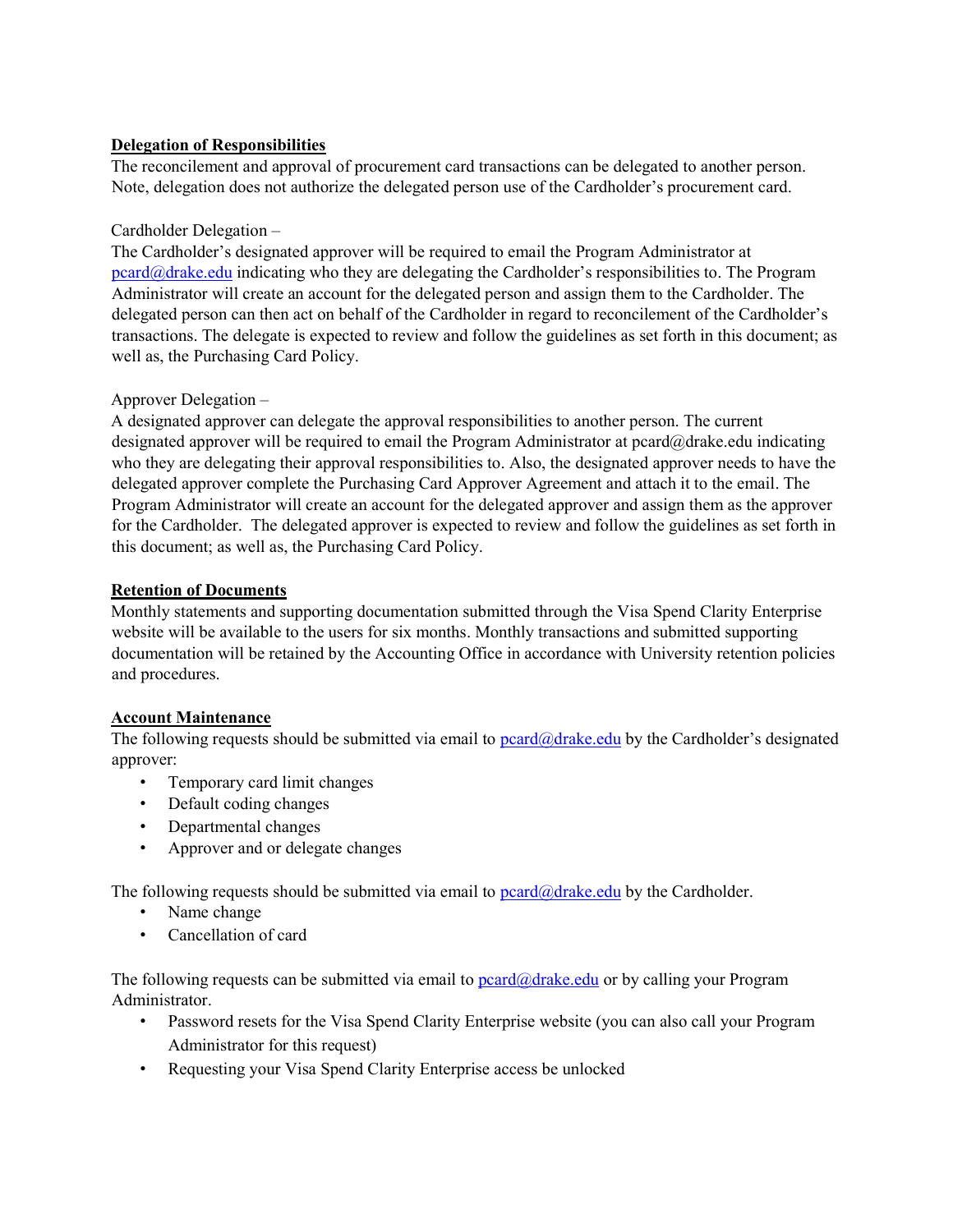**Delegation of Responsibilities**

The reconcilement and approval of procurement card transactions can be delegated to another person. Note, delegation does not authorize the delegated person use of the Cardholder's procurement card.

Cardholder Delegation –

The Cardholder's designated approver will be required to email the Program Administrator at pcard@drake.edu indicating who they are delegating the Cardholder's responsibilities to. The Program Administrator will create an account for the delegated person and assign them to the Cardholder. The delegated person can then act on behalf of the Cardholder in regard to reconcilement of the Cardholder's transactions. The delegate is expected to review and follow the guidelines as set forth in this document; as well as, the Purchasing Card Policy.

Approver Delegation –

A designated approver can delegate the approval responsibilities to another person. The current designated approver will be required to email the Program Administrator at pcard@drake.edu indicating who they are delegating their approval responsibilities to. Also, the designated approver needs to have the delegated approver complete the Purchasing Card Approver Agreement and attach it to the email. The Program Administrator will create an account for the delegated approver and assign them as the approver for the Cardholder. The delegated approver is expected to review and follow the guidelines as set forth in this document; as well as, the Purchasing Card Policy.

**Retention of Documents**

Monthly statements and supporting documentation submitted through the Visa Spend Clarity Enterprise website will be available to the users for six months. Monthly transactions and submitted supporting documentation will be retained by the Accounting Office in accordance with University retention policies and procedures.

**Account Maintenance**

The following requests should be submitted via email to pcard@drake.edu by the Cardholder's designated approver:

- Temporary card limit changes
- Default coding changes
- Departmental changes
- Approver and or delegate changes

The following requests should be submitted via email to pcard@drake.edu by the Cardholder.

- Name change
- Cancellation of card

The following requests can be submitted via email to pcard@drake.edu or by calling your Program Administrator.

- Password resets for the Visa Spend Clarity Enterprise website (you can also call your Program Administrator for this request)
- Requesting your Visa Spend Clarity Enterprise access be unlocked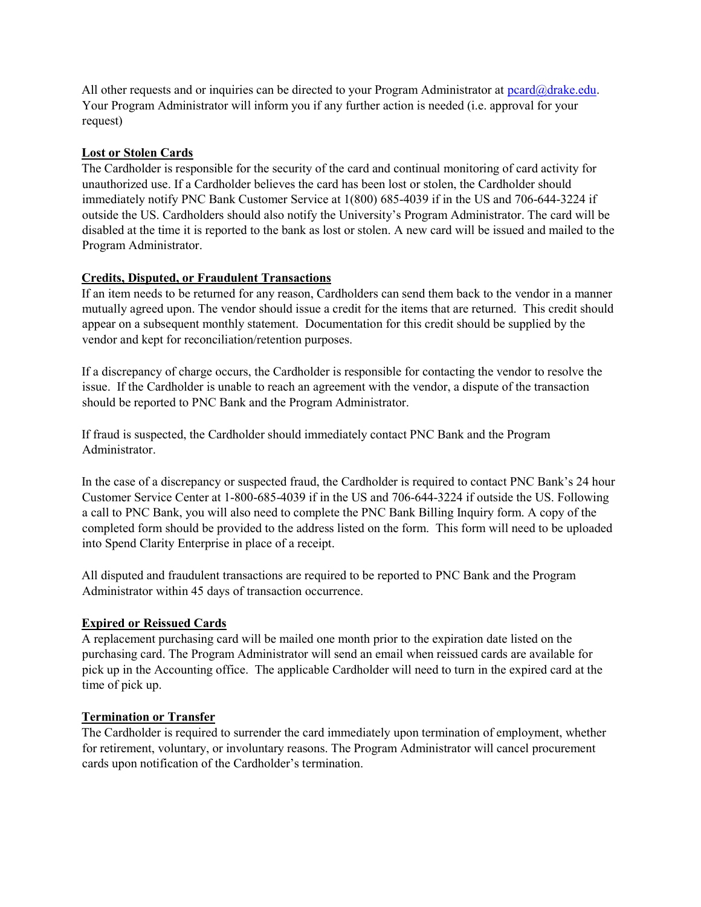All other requests and or inquiries can be directed to your Program Administrator at pcard@drake.edu. Your Program Administrator will inform you if any further action is needed (i.e. approval for your request)

## Lost or Stolen Cards

The Cardholder is responsible for the security of the card and continual monitoring of card activity for unauthorized use. If a Cardholder believes the card has been lost or stolen, the Cardholder should immediately notify PNC Bank Customer Service at 1(800) 685-4039 if in the US and 706-644-3224 if outside the US. Cardholders should also notify the University's Program Administrator. The card will be disabled at the time it is reported to the bank as lost or stolen. A new card will be issued and mailed to the Program Administrator.

## Credits, Disputed, or Fraudulent Transactions

If an item needs to be returned for any reason, Cardholders can send them back to the vendor in a manner mutually agreed upon. The vendor should issue a credit for the items that are returned. This credit should appear on a subsequent monthly statement. Documentation for this credit should be supplied by the vendor and kept for reconciliation/retention purposes.

If a discrepancy of charge occurs, the Cardholder is responsible for contacting the vendor to resolve the issue. If the Cardholder is unable to reach an agreement with the vendor, a dispute of the transaction should be reported to PNC Bank and the Program Administrator.

If fraud is suspected, the Cardholder should immediately contact PNC Bank and the Program Administrator.

In the case of a discrepancy or suspected fraud, the Cardholder is required to contact PNC Bank's 24 hour Customer Service Center at 1-800-685-4039 if in the US and 706-644-3224 if outside the US. Following a call to PNC Bank, you will also need to complete the PNC Bank Billing Inquiry form. A copy of the completed form should be provided to the address listed on the form. This form will need to be uploaded into Spend Clarity Enterprise in place of a receipt.

All disputed and fraudulent transactions are required to be reported to PNC Bank and the Program Administrator within 45 days of transaction occurrence.

## Expired or Reissued Cards

A replacement purchasing card will be mailed one month prior to the expiration date listed on the purchasing card. The Program Administrator will send an email when reissued cards are available for pick up in the Accounting office. The applicable Cardholder will need to turn in the expired card at the time of pick up.

## Termination or Transfer

The Cardholder is required to surrender the card immediately upon termination of employment, whether for retirement, voluntary, or involuntary reasons. The Program Administrator will cancel procurement cards upon notification of the Cardholder's termination.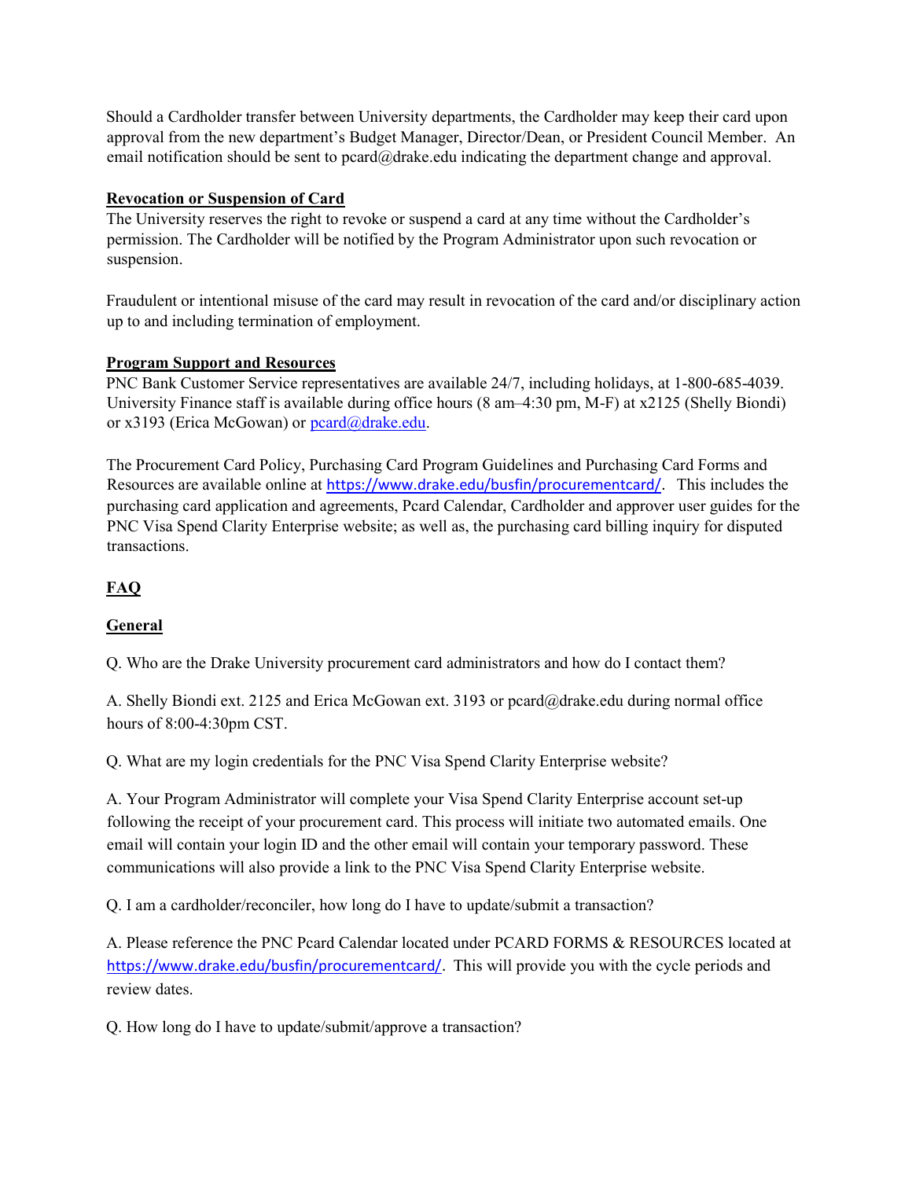Should a Cardholder transfer between University departments, the Cardholder may keep their card upon approval from the new department's Budget Manager, Director/Dean, or President Council Member. An email notification should be sent to pcard@drake.edu indicating the department change and approval.

**Revocation or Suspension of Card**

The University reserves the right to revoke or suspend a card at any time without the Cardholder's permission. The Cardholder will be notified by the Program Administrator upon such revocation or suspension.

Fraudulent or intentional misuse of the card may result in revocation of the card and/or disciplinary action up to and including termination of employment.

**Program Support and Resources**

PNC Bank Customer Service representatives are available 24/7, including holidays, at 1-800-685-4039. University Finance staff is available during office hours (8 am–4:30 pm, M-F) at x2125 (Shelly Biondi) or x3193 (Erica McGowan) or pcard@drake.edu.

The Procurement Card Policy, Purchasing Card Program Guidelines and Purchasing Card Forms and Resources are available online at https://www.drake.edu/busfin/procurementcard/. This includes the purchasing card application and agreements, Pcard Calendar, Cardholder and approver user guides for the PNC Visa Spend Clarity Enterprise website; as well as, the purchasing card billing inquiry for disputed transactions.

## FAQ

### General

Q. Who are the Drake University procurement card administrators and how do I contact them?

A. Shelly Biondi ext. 2125 and Erica McGowan ext. 3193 or pcard@drake.edu during normal office hours of 8:00-4:30pm CST.

Q. What are my login credentials for the PNC Visa Spend Clarity Enterprise website?

A. Your Program Administrator will complete your Visa Spend Clarity Enterprise account set-up following the receipt of your procurement card. This process will initiate two automated emails. One email will contain your login ID and the other email will contain your temporary password. These communications will also provide a link to the PNC Visa Spend Clarity Enterprise website.

Q. I am a cardholder/reconciler, how long do I have to update/submit a transaction?

A. Please reference the PNC Pcard Calendar located under PCARD FORMS & RESOURCES located at https://www.drake.edu/busfin/procurementcard/. This will provide you with the cycle periods and review dates.

Q. How long do I have to update/submit/approve a transaction?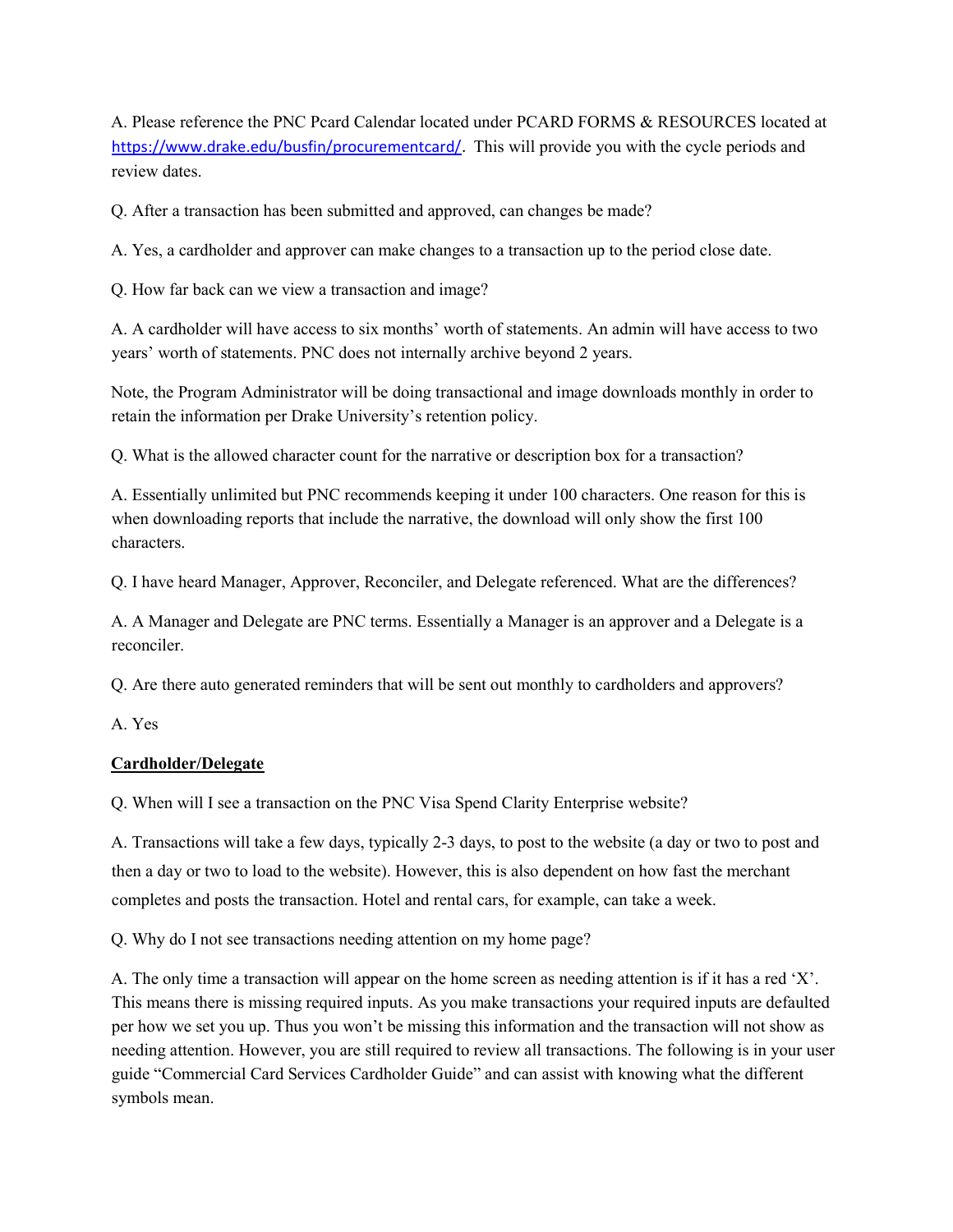A. Please reference the PNC Pcard Calendar located under PCARD FORMS & RESOURCES located at https://www.drake.edu/busfin/procurementcard/. This will provide you with the cycle periods and review dates.

Q. After a transaction has been submitted and approved, can changes be made?

A. Yes, a cardholder and approver can make changes to a transaction up to the period close date.

Q. How far back can we view a transaction and image?

A. A cardholder will have access to six months' worth of statements. An admin will have access to two years' worth of statements. PNC does not internally archive beyond 2 years.

Note, the Program Administrator will be doing transactional and image downloads monthly in order to retain the information per Drake University's retention policy.

Q. What is the allowed character count for the narrative or description box for a transaction?

A. Essentially unlimited but PNC recommends keeping it under 100 characters. One reason for this is when downloading reports that include the narrative, the download will only show the first 100 characters.

Q. I have heard Manager, Approver, Reconciler, and Delegate referenced. What are the differences?

A. A Manager and Delegate are PNC terms. Essentially a Manager is an approver and a Delegate is a reconciler.

Q. Are there auto generated reminders that will be sent out monthly to cardholders and approvers?

A. Yes

**Cardholder/Delegate**

Q. When will I see a transaction on the PNC Visa Spend Clarity Enterprise website?

A. Transactions will take a few days, typically 2-3 days, to post to the website (a day or two to post and then a day or two to load to the website). However, this is also dependent on how fast the merchant completes and posts the transaction. Hotel and rental cars, for example, can take a week.

Q. Why do I not see transactions needing attention on my home page?

A. The only time a transaction will appear on the home screen as needing attention is if it has a red 'X'. This means there is missing required inputs. As you make transactions your required inputs are defaulted per how we set you up. Thus you won't be missing this information and the transaction will not show as needing attention. However, you are still required to review all transactions. The following is in your user guide "Commercial Card Services Cardholder Guide" and can assist with knowing what the different symbols mean.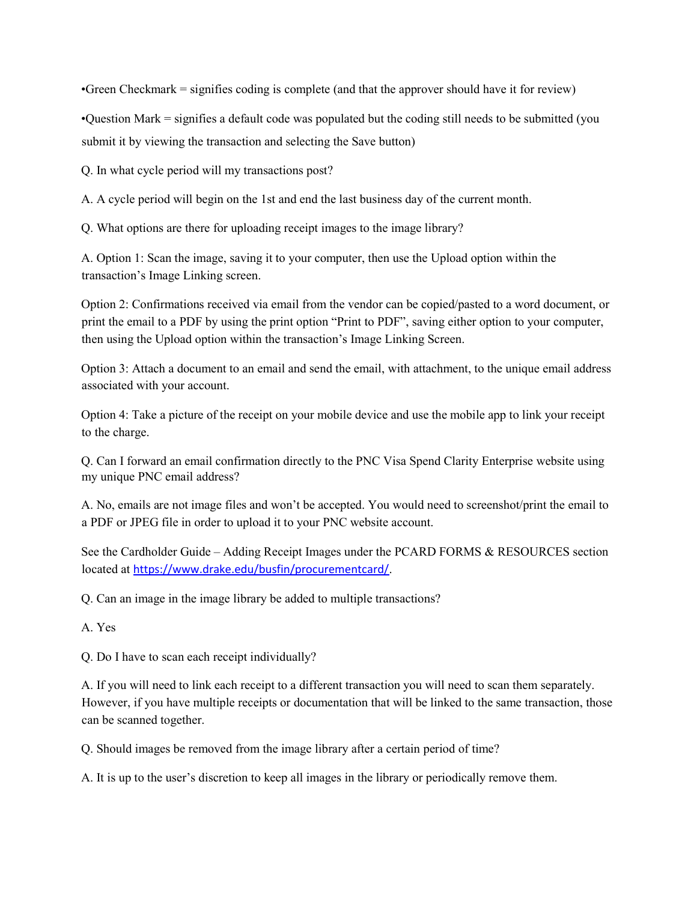•Green Checkmark = signifies coding is complete (and that the approver should have it for review)

•Question Mark = signifies a default code was populated but the coding still needs to be submitted (you submit it by viewing the transaction and selecting the Save button)

Q. In what cycle period will my transactions post?

A. A cycle period will begin on the 1st and end the last business day of the current month.

Q. What options are there for uploading receipt images to the image library?

A. Option 1: Scan the image, saving it to your computer, then use the Upload option within the transaction's Image Linking screen.

Option 2: Confirmations received via email from the vendor can be copied/pasted to a word document, or print the email to a PDF by using the print option "Print to PDF", saving either option to your computer, then using the Upload option within the transaction's Image Linking Screen.

Option 3: Attach a document to an email and send the email, with attachment, to the unique email address associated with your account.

Option 4: Take a picture of the receipt on your mobile device and use the mobile app to link your receipt to the charge.

Q. Can I forward an email confirmation directly to the PNC Visa Spend Clarity Enterprise website using my unique PNC email address?

A. No, emails are not image files and won't be accepted. You would need to screenshot/print the email to a PDF or JPEG file in order to upload it to your PNC website account.

See the Cardholder Guide – Adding Receipt Images under the PCARD FORMS & RESOURCES section located at [https://www.drake.edu/busfin/procurementcard/](https://www.drake.edu/busfin/procurementcard/).

Q. Can an image in the image library be added to multiple transactions?

A. Yes

Q. Do I have to scan each receipt individually?

A. If you will need to link each receipt to a different transaction you will need to scan them separately. However, if you have multiple receipts or documentation that will be linked to the same transaction, those can be scanned together.

Q. Should images be removed from the image library after a certain period of time?

A. It is up to the user's discretion to keep all images in the library or periodically remove them.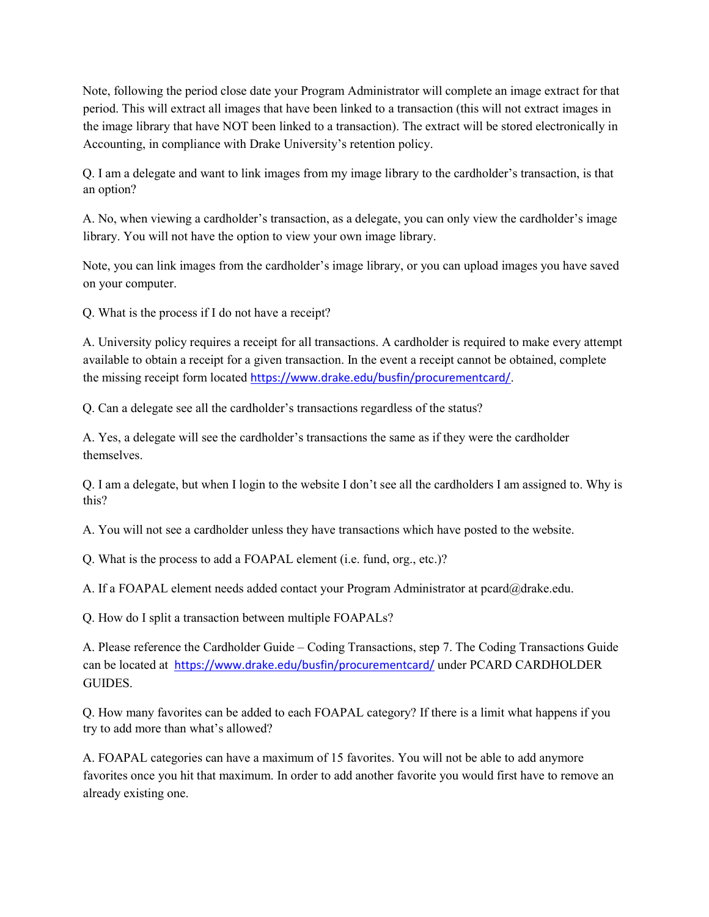Note, following the period close date your Program Administrator will complete an image extract for that period. This will extract all images that have been linked to a transaction (this will not extract images in the image library that have NOT been linked to a transaction). The extract will be stored electronically in Accounting, in compliance with Drake University's retention policy.

Q. I am a delegate and want to link images from my image library to the cardholder's transaction, is that an option?

A. No, when viewing a cardholder's transaction, as a delegate, you can only view the cardholder's image library. You will not have the option to view your own image library.

Note, you can link images from the cardholder's image library, or you can upload images you have saved on your computer.

Q. What is the process if I do not have a receipt?

A. University policy requires a receipt for all transactions. A cardholder is required to make every attempt available to obtain a receipt for a given transaction. In the event a receipt cannot be obtained, complete the missing receipt form located https://www.drake.edu/busfin/procurementcard/.

Q. Can a delegate see all the cardholder's transactions regardless of the status?

A. Yes, a delegate will see the cardholder's transactions the same as if they were the cardholder themselves.

Q. I am a delegate, but when I login to the website I don't see all the cardholders I am assigned to. Why is this?

A. You will not see a cardholder unless they have transactions which have posted to the website.

Q. What is the process to add a FOAPAL element (i.e. fund, org., etc.)?

A. If a FOAPAL element needs added contact your Program Administrator at pcard@drake.edu.

Q. How do I split a transaction between multiple FOAPALs?

A. Please reference the Cardholder Guide – Coding Transactions, step 7. The Coding Transactions Guide can be located at https://www.drake.edu/busfin/procurementcard/ under PCARD CARDHOLDER GUIDES.

Q. How many favorites can be added to each FOAPAL category? If there is a limit what happens if you try to add more than what's allowed?

A. FOAPAL categories can have a maximum of 15 favorites. You will not be able to add anymore favorites once you hit that maximum. In order to add another favorite you would first have to remove an already existing one.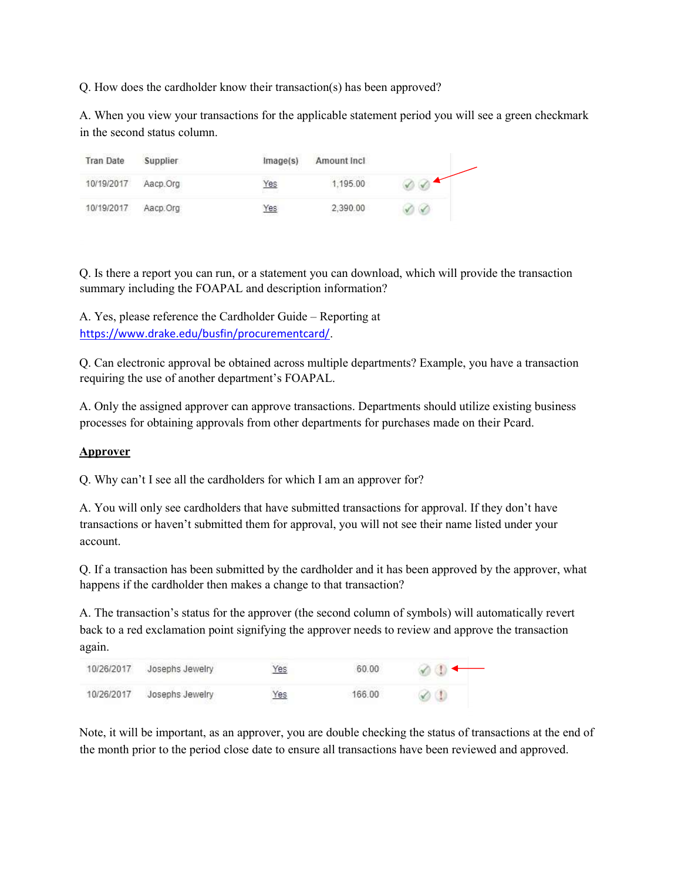Q. How does the cardholder know their transaction(s) has been approved?

A. When you view your transactions for the applicable statement period you will see a green checkmark in the second status column.

| Tran Date | Supplier | Image(s) | Amount Incl | |
|---|---|---|---|---|
| 10/19/2017 | Aacp.Org | Yes | 1,195.00 | ✓ ✓ |
| 10/19/2017 | Aacp.Org | Yes | 2,390.00 | ✓ ✓ |

Q. Is there a report you can run, or a statement you can download, which will provide the transaction summary including the FOAPAL and description information?

A. Yes, please reference the Cardholder Guide – Reporting at https://www.drake.edu/busfin/procurementcard/.

Q. Can electronic approval be obtained across multiple departments? Example, you have a transaction requiring the use of another department's FOAPAL.

A. Only the assigned approver can approve transactions. Departments should utilize existing business processes for obtaining approvals from other departments for purchases made on their Pcard.

## Approver

Q. Why can't I see all the cardholders for which I am an approver for?

A. You will only see cardholders that have submitted transactions for approval. If they don't have transactions or haven't submitted them for approval, you will not see their name listed under your account.

Q. If a transaction has been submitted by the cardholder and it has been approved by the approver, what happens if the cardholder then makes a change to that transaction?

A. The transaction's status for the approver (the second column of symbols) will automatically revert back to a red exclamation point signifying the approver needs to review and approve the transaction again.

| | | | | |
|---|---|---|---|---|
| 10/26/2017 | Josephs Jewelry | Yes | 60.00 | ✓ ! |
| 10/26/2017 | Josephs Jewelry | Yes | 166.00 | ✓ ! |

Note, it will be important, as an approver, you are double checking the status of transactions at the end of the month prior to the period close date to ensure all transactions have been reviewed and approved.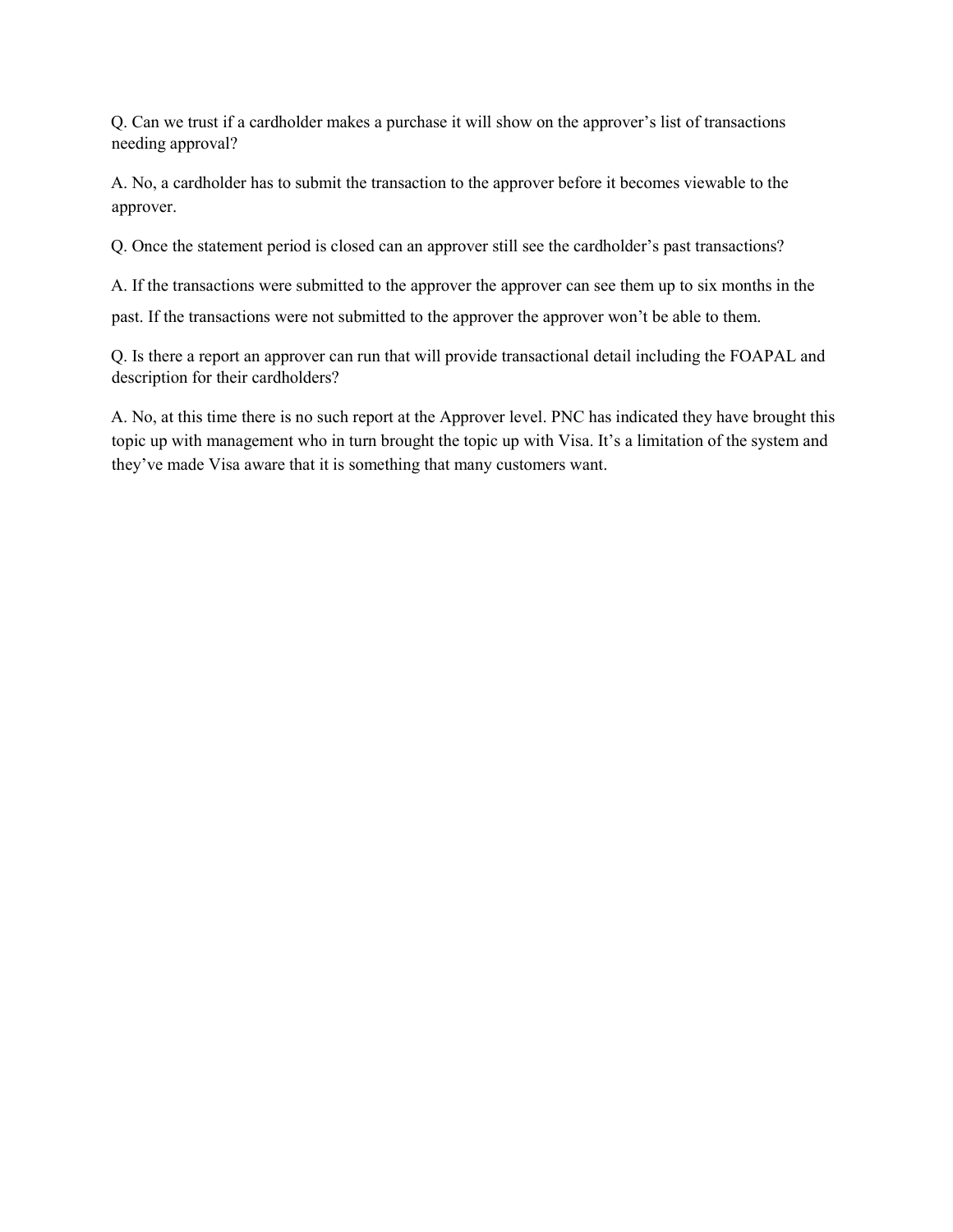Q. Can we trust if a cardholder makes a purchase it will show on the approver's list of transactions needing approval?

A. No, a cardholder has to submit the transaction to the approver before it becomes viewable to the approver.

Q. Once the statement period is closed can an approver still see the cardholder's past transactions?

A. If the transactions were submitted to the approver the approver can see them up to six months in the past. If the transactions were not submitted to the approver the approver won't be able to them.

Q. Is there a report an approver can run that will provide transactional detail including the FOAPAL and description for their cardholders?

A. No, at this time there is no such report at the Approver level. PNC has indicated they have brought this topic up with management who in turn brought the topic up with Visa. It's a limitation of the system and they've made Visa aware that it is something that many customers want.